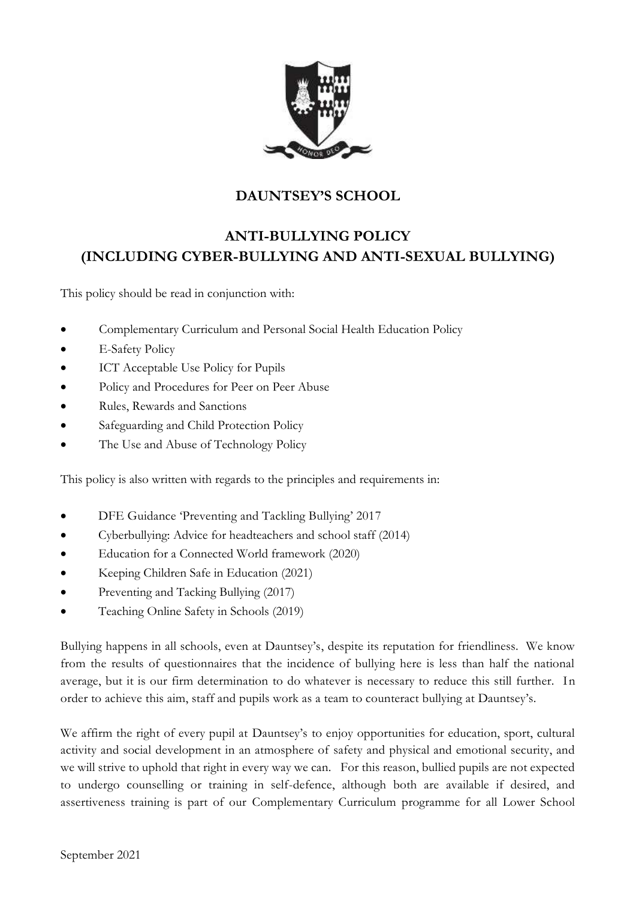# DAUNTSEY'S SCHOOL

## ANTI-BULLYING POLICY
## (INCLUDING CYBER-BULLYING AND ANTI-SEXUAL BULLYING)

This policy should be read in conjunction with:

- Complementary Curriculum and Personal Social Health Education Policy
- E-Safety Policy
- ICT Acceptable Use Policy for Pupils
- Policy and Procedures for Peer on Peer Abuse
- Rules, Rewards and Sanctions
- Safeguarding and Child Protection Policy
- The Use and Abuse of Technology Policy

This policy is also written with regards to the principles and requirements in:

- DFE Guidance 'Preventing and Tackling Bullying' 2017
- Cyberbullying: Advice for headteachers and school staff (2014)
- Education for a Connected World framework (2020)
- Keeping Children Safe in Education (2021)
- Preventing and Tacking Bullying (2017)
- Teaching Online Safety in Schools (2019)

Bullying happens in all schools, even at Dauntsey's, despite its reputation for friendliness. We know from the results of questionnaires that the incidence of bullying here is less than half the national average, but it is our firm determination to do whatever is necessary to reduce this still further. In order to achieve this aim, staff and pupils work as a team to counteract bullying at Dauntsey's.

We affirm the right of every pupil at Dauntsey's to enjoy opportunities for education, sport, cultural activity and social development in an atmosphere of safety and physical and emotional security, and we will strive to uphold that right in every way we can. For this reason, bullied pupils are not expected to undergo counselling or training in self-defence, although both are available if desired, and assertiveness training is part of our Complementary Curriculum programme for all Lower School

September 2021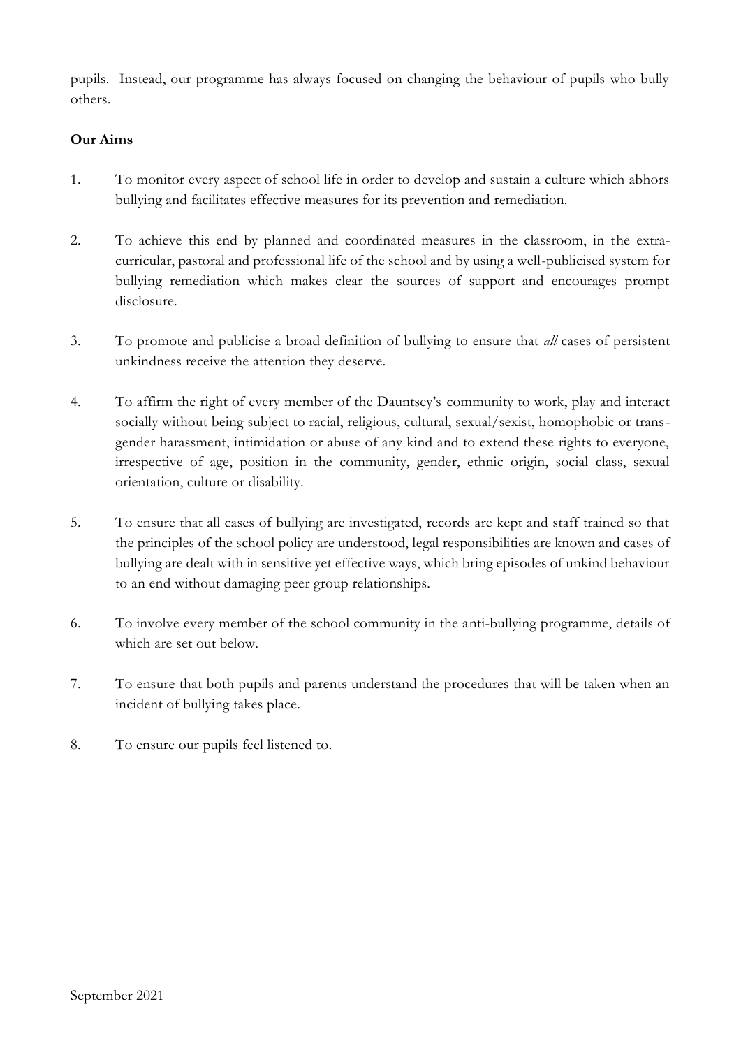pupils. Instead, our programme has always focused on changing the behaviour of pupils who bully others.

**Our Aims**

1. To monitor every aspect of school life in order to develop and sustain a culture which abhors bullying and facilitates effective measures for its prevention and remediation.

2. To achieve this end by planned and coordinated measures in the classroom, in the extra-curricular, pastoral and professional life of the school and by using a well-publicised system for bullying remediation which makes clear the sources of support and encourages prompt disclosure.

3. To promote and publicise a broad definition of bullying to ensure that *all* cases of persistent unkindness receive the attention they deserve.

4. To affirm the right of every member of the Dauntsey's community to work, play and interact socially without being subject to racial, religious, cultural, sexual/sexist, homophobic or trans-gender harassment, intimidation or abuse of any kind and to extend these rights to everyone, irrespective of age, position in the community, gender, ethnic origin, social class, sexual orientation, culture or disability.

5. To ensure that all cases of bullying are investigated, records are kept and staff trained so that the principles of the school policy are understood, legal responsibilities are known and cases of bullying are dealt with in sensitive yet effective ways, which bring episodes of unkind behaviour to an end without damaging peer group relationships.

6. To involve every member of the school community in the anti-bullying programme, details of which are set out below.

7. To ensure that both pupils and parents understand the procedures that will be taken when an incident of bullying takes place.

8. To ensure our pupils feel listened to.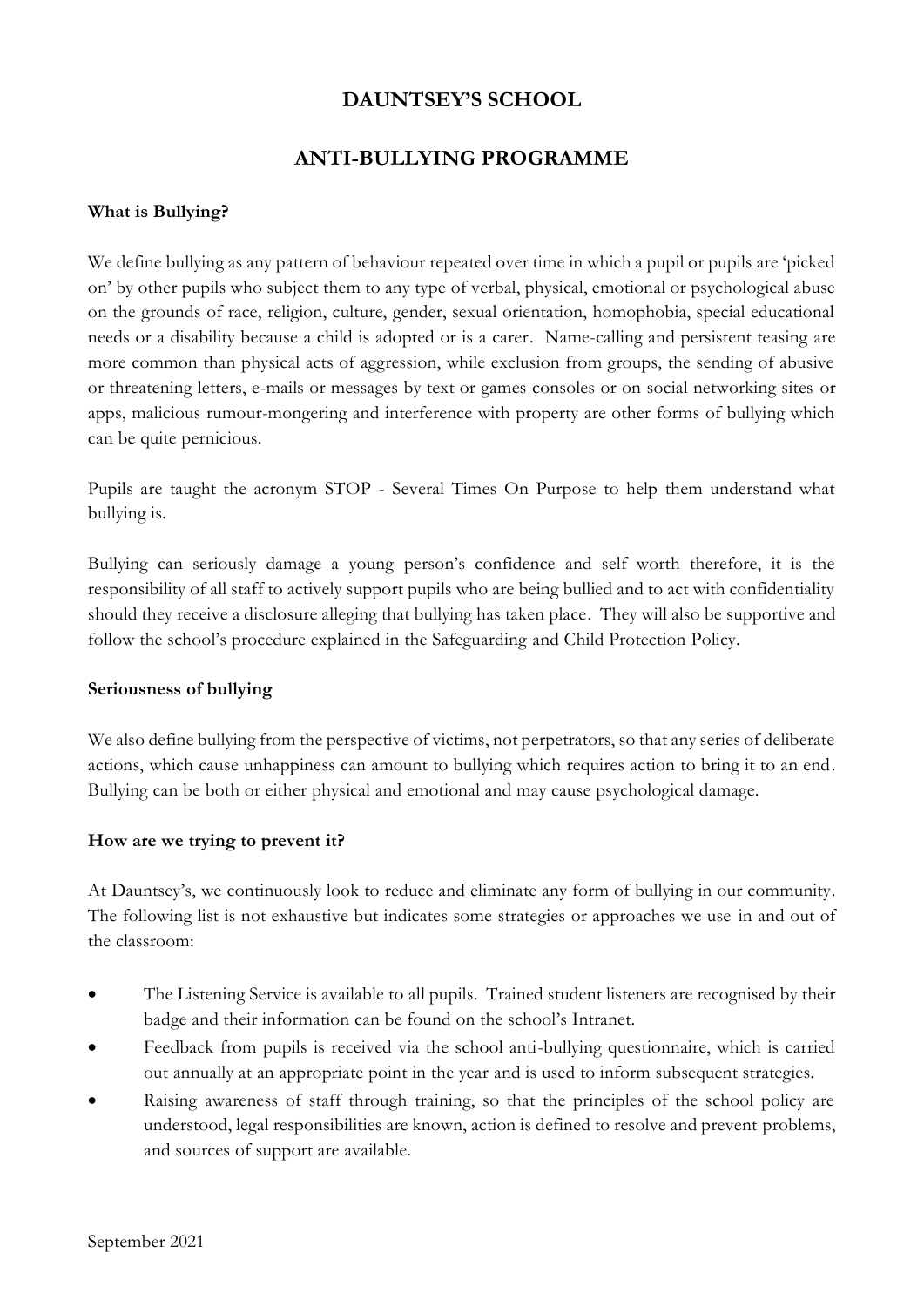# DAUNTSEY'S SCHOOL

## ANTI-BULLYING PROGRAMME

**What is Bullying?**

We define bullying as any pattern of behaviour repeated over time in which a pupil or pupils are 'picked on' by other pupils who subject them to any type of verbal, physical, emotional or psychological abuse on the grounds of race, religion, culture, gender, sexual orientation, homophobia, special educational needs or a disability because a child is adopted or is a carer. Name-calling and persistent teasing are more common than physical acts of aggression, while exclusion from groups, the sending of abusive or threatening letters, e-mails or messages by text or games consoles or on social networking sites or apps, malicious rumour-mongering and interference with property are other forms of bullying which can be quite pernicious.

Pupils are taught the acronym STOP - Several Times On Purpose to help them understand what bullying is.

Bullying can seriously damage a young person's confidence and self worth therefore, it is the responsibility of all staff to actively support pupils who are being bullied and to act with confidentiality should they receive a disclosure alleging that bullying has taken place. They will also be supportive and follow the school's procedure explained in the Safeguarding and Child Protection Policy.

**Seriousness of bullying**

We also define bullying from the perspective of victims, not perpetrators, so that any series of deliberate actions, which cause unhappiness can amount to bullying which requires action to bring it to an end. Bullying can be both or either physical and emotional and may cause psychological damage.

**How are we trying to prevent it?**

At Dauntsey's, we continuously look to reduce and eliminate any form of bullying in our community. The following list is not exhaustive but indicates some strategies or approaches we use in and out of the classroom:

- The Listening Service is available to all pupils. Trained student listeners are recognised by their badge and their information can be found on the school's Intranet.
- Feedback from pupils is received via the school anti-bullying questionnaire, which is carried out annually at an appropriate point in the year and is used to inform subsequent strategies.
- Raising awareness of staff through training, so that the principles of the school policy are understood, legal responsibilities are known, action is defined to resolve and prevent problems, and sources of support are available.

September 2021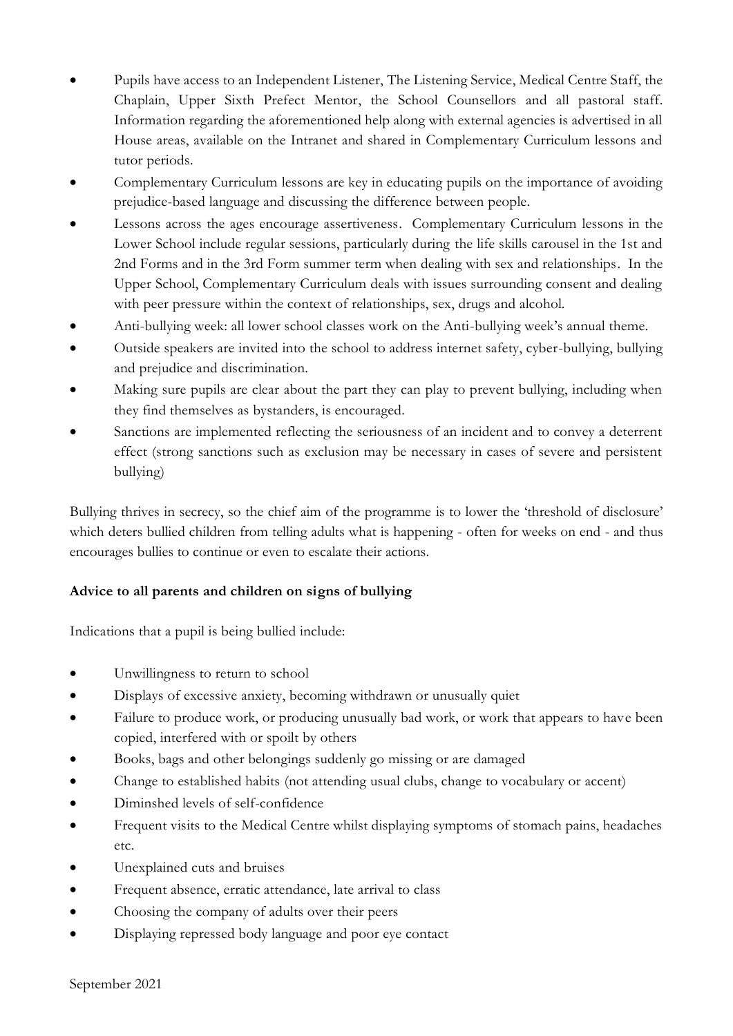- Pupils have access to an Independent Listener, The Listening Service, Medical Centre Staff, the Chaplain, Upper Sixth Prefect Mentor, the School Counsellors and all pastoral staff. Information regarding the aforementioned help along with external agencies is advertised in all House areas, available on the Intranet and shared in Complementary Curriculum lessons and tutor periods.
- Complementary Curriculum lessons are key in educating pupils on the importance of avoiding prejudice-based language and discussing the difference between people.
- Lessons across the ages encourage assertiveness. Complementary Curriculum lessons in the Lower School include regular sessions, particularly during the life skills carousel in the 1st and 2nd Forms and in the 3rd Form summer term when dealing with sex and relationships. In the Upper School, Complementary Curriculum deals with issues surrounding consent and dealing with peer pressure within the context of relationships, sex, drugs and alcohol.
- Anti-bullying week: all lower school classes work on the Anti-bullying week's annual theme.
- Outside speakers are invited into the school to address internet safety, cyber-bullying, bullying and prejudice and discrimination.
- Making sure pupils are clear about the part they can play to prevent bullying, including when they find themselves as bystanders, is encouraged.
- Sanctions are implemented reflecting the seriousness of an incident and to convey a deterrent effect (strong sanctions such as exclusion may be necessary in cases of severe and persistent bullying)

Bullying thrives in secrecy, so the chief aim of the programme is to lower the 'threshold of disclosure' which deters bullied children from telling adults what is happening - often for weeks on end - and thus encourages bullies to continue or even to escalate their actions.

**Advice to all parents and children on signs of bullying**

Indications that a pupil is being bullied include:

- Unwillingness to return to school
- Displays of excessive anxiety, becoming withdrawn or unusually quiet
- Failure to produce work, or producing unusually bad work, or work that appears to have been copied, interfered with or spoilt by others
- Books, bags and other belongings suddenly go missing or are damaged
- Change to established habits (not attending usual clubs, change to vocabulary or accent)
- Diminshed levels of self-confidence
- Frequent visits to the Medical Centre whilst displaying symptoms of stomach pains, headaches etc.
- Unexplained cuts and bruises
- Frequent absence, erratic attendance, late arrival to class
- Choosing the company of adults over their peers
- Displaying repressed body language and poor eye contact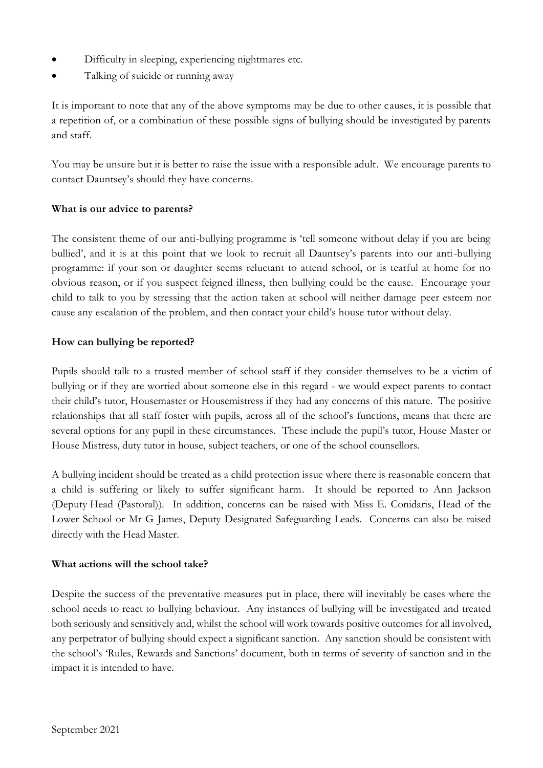- Difficulty in sleeping, experiencing nightmares etc.
- Talking of suicide or running away

It is important to note that any of the above symptoms may be due to other causes, it is possible that a repetition of, or a combination of these possible signs of bullying should be investigated by parents and staff.

You may be unsure but it is better to raise the issue with a responsible adult. We encourage parents to contact Dauntsey's should they have concerns.

**What is our advice to parents?**

The consistent theme of our anti-bullying programme is 'tell someone without delay if you are being bullied', and it is at this point that we look to recruit all Dauntsey's parents into our anti-bullying programme: if your son or daughter seems reluctant to attend school, or is tearful at home for no obvious reason, or if you suspect feigned illness, then bullying could be the cause. Encourage your child to talk to you by stressing that the action taken at school will neither damage peer esteem nor cause any escalation of the problem, and then contact your child's house tutor without delay.

**How can bullying be reported?**

Pupils should talk to a trusted member of school staff if they consider themselves to be a victim of bullying or if they are worried about someone else in this regard - we would expect parents to contact their child's tutor, Housemaster or Housemistress if they had any concerns of this nature. The positive relationships that all staff foster with pupils, across all of the school's functions, means that there are several options for any pupil in these circumstances. These include the pupil's tutor, House Master or House Mistress, duty tutor in house, subject teachers, or one of the school counsellors.

A bullying incident should be treated as a child protection issue where there is reasonable concern that a child is suffering or likely to suffer significant harm. It should be reported to Ann Jackson (Deputy Head (Pastoral)). In addition, concerns can be raised with Miss E. Conidaris, Head of the Lower School or Mr G James, Deputy Designated Safeguarding Leads. Concerns can also be raised directly with the Head Master.

**What actions will the school take?**

Despite the success of the preventative measures put in place, there will inevitably be cases where the school needs to react to bullying behaviour. Any instances of bullying will be investigated and treated both seriously and sensitively and, whilst the school will work towards positive outcomes for all involved, any perpetrator of bullying should expect a significant sanction. Any sanction should be consistent with the school's 'Rules, Rewards and Sanctions' document, both in terms of severity of sanction and in the impact it is intended to have.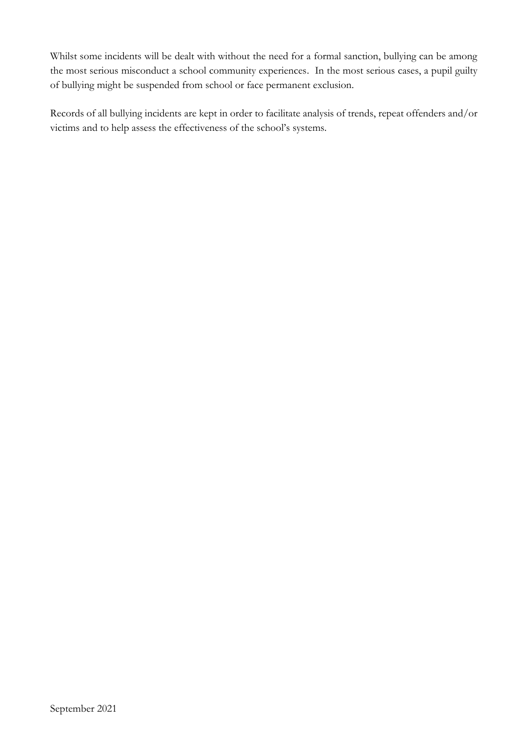Whilst some incidents will be dealt with without the need for a formal sanction, bullying can be among the most serious misconduct a school community experiences. In the most serious cases, a pupil guilty of bullying might be suspended from school or face permanent exclusion.

Records of all bullying incidents are kept in order to facilitate analysis of trends, repeat offenders and/or victims and to help assess the effectiveness of the school's systems.

September 2021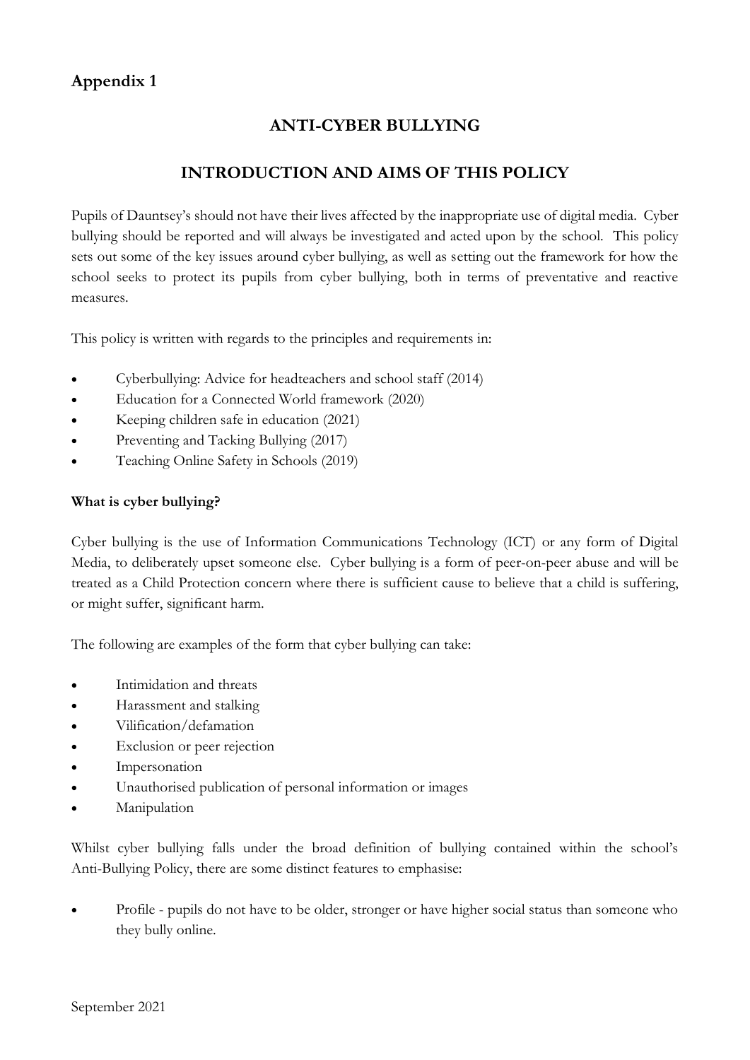## Appendix 1

### ANTI-CYBER BULLYING

### INTRODUCTION AND AIMS OF THIS POLICY

Pupils of Dauntsey's should not have their lives affected by the inappropriate use of digital media. Cyber bullying should be reported and will always be investigated and acted upon by the school. This policy sets out some of the key issues around cyber bullying, as well as setting out the framework for how the school seeks to protect its pupils from cyber bullying, both in terms of preventative and reactive measures.

This policy is written with regards to the principles and requirements in:

- Cyberbullying: Advice for headteachers and school staff (2014)
- Education for a Connected World framework (2020)
- Keeping children safe in education (2021)
- Preventing and Tacking Bullying (2017)
- Teaching Online Safety in Schools (2019)

**What is cyber bullying?**

Cyber bullying is the use of Information Communications Technology (ICT) or any form of Digital Media, to deliberately upset someone else. Cyber bullying is a form of peer-on-peer abuse and will be treated as a Child Protection concern where there is sufficient cause to believe that a child is suffering, or might suffer, significant harm.

The following are examples of the form that cyber bullying can take:

- Intimidation and threats
- Harassment and stalking
- Vilification/defamation
- Exclusion or peer rejection
- Impersonation
- Unauthorised publication of personal information or images
- Manipulation

Whilst cyber bullying falls under the broad definition of bullying contained within the school's Anti-Bullying Policy, there are some distinct features to emphasise:

- Profile - pupils do not have to be older, stronger or have higher social status than someone who they bully online.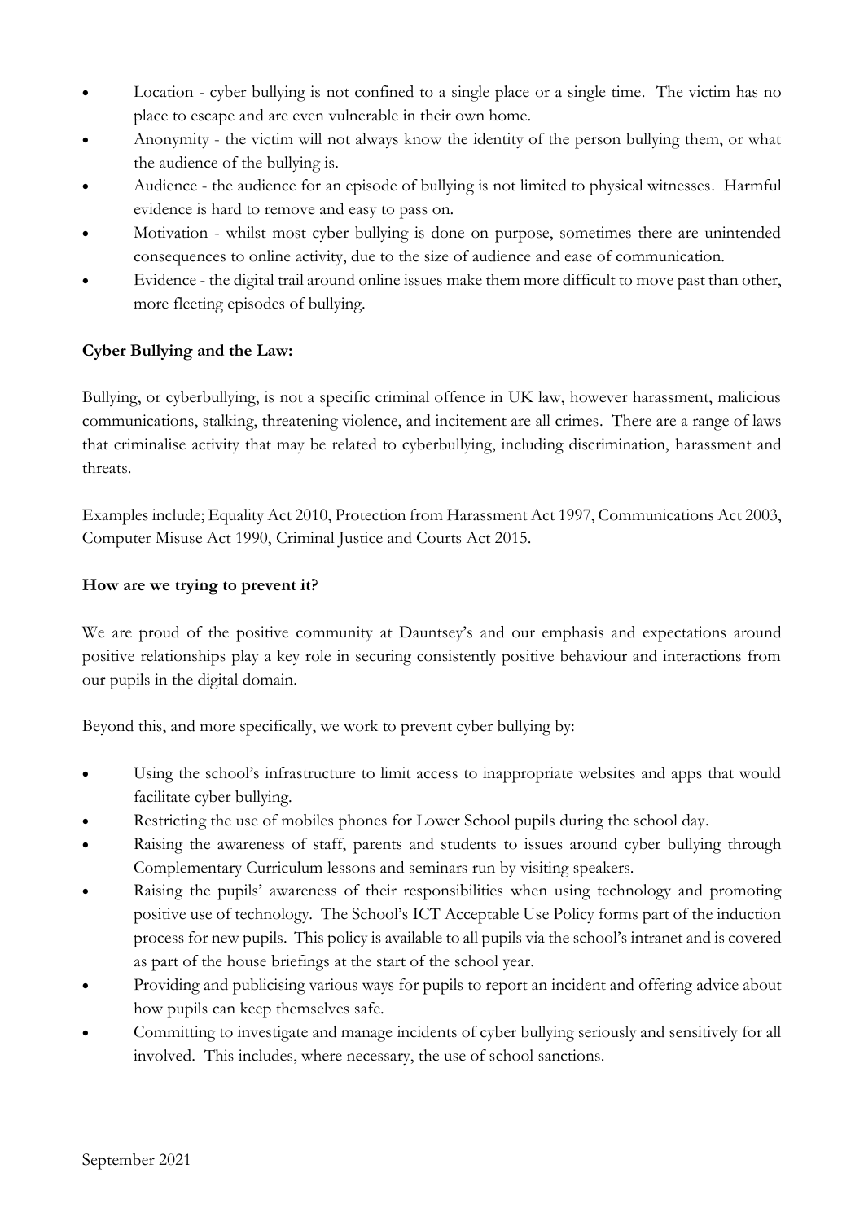- Location - cyber bullying is not confined to a single place or a single time. The victim has no place to escape and are even vulnerable in their own home.
- Anonymity - the victim will not always know the identity of the person bullying them, or what the audience of the bullying is.
- Audience - the audience for an episode of bullying is not limited to physical witnesses. Harmful evidence is hard to remove and easy to pass on.
- Motivation - whilst most cyber bullying is done on purpose, sometimes there are unintended consequences to online activity, due to the size of audience and ease of communication.
- Evidence - the digital trail around online issues make them more difficult to move past than other, more fleeting episodes of bullying.

**Cyber Bullying and the Law:**

Bullying, or cyberbullying, is not a specific criminal offence in UK law, however harassment, malicious communications, stalking, threatening violence, and incitement are all crimes. There are a range of laws that criminalise activity that may be related to cyberbullying, including discrimination, harassment and threats.

Examples include; Equality Act 2010, Protection from Harassment Act 1997, Communications Act 2003, Computer Misuse Act 1990, Criminal Justice and Courts Act 2015.

**How are we trying to prevent it?**

We are proud of the positive community at Dauntsey's and our emphasis and expectations around positive relationships play a key role in securing consistently positive behaviour and interactions from our pupils in the digital domain.

Beyond this, and more specifically, we work to prevent cyber bullying by:

- Using the school's infrastructure to limit access to inappropriate websites and apps that would facilitate cyber bullying.
- Restricting the use of mobiles phones for Lower School pupils during the school day.
- Raising the awareness of staff, parents and students to issues around cyber bullying through Complementary Curriculum lessons and seminars run by visiting speakers.
- Raising the pupils' awareness of their responsibilities when using technology and promoting positive use of technology. The School's ICT Acceptable Use Policy forms part of the induction process for new pupils. This policy is available to all pupils via the school's intranet and is covered as part of the house briefings at the start of the school year.
- Providing and publicising various ways for pupils to report an incident and offering advice about how pupils can keep themselves safe.
- Committing to investigate and manage incidents of cyber bullying seriously and sensitively for all involved. This includes, where necessary, the use of school sanctions.

September 2021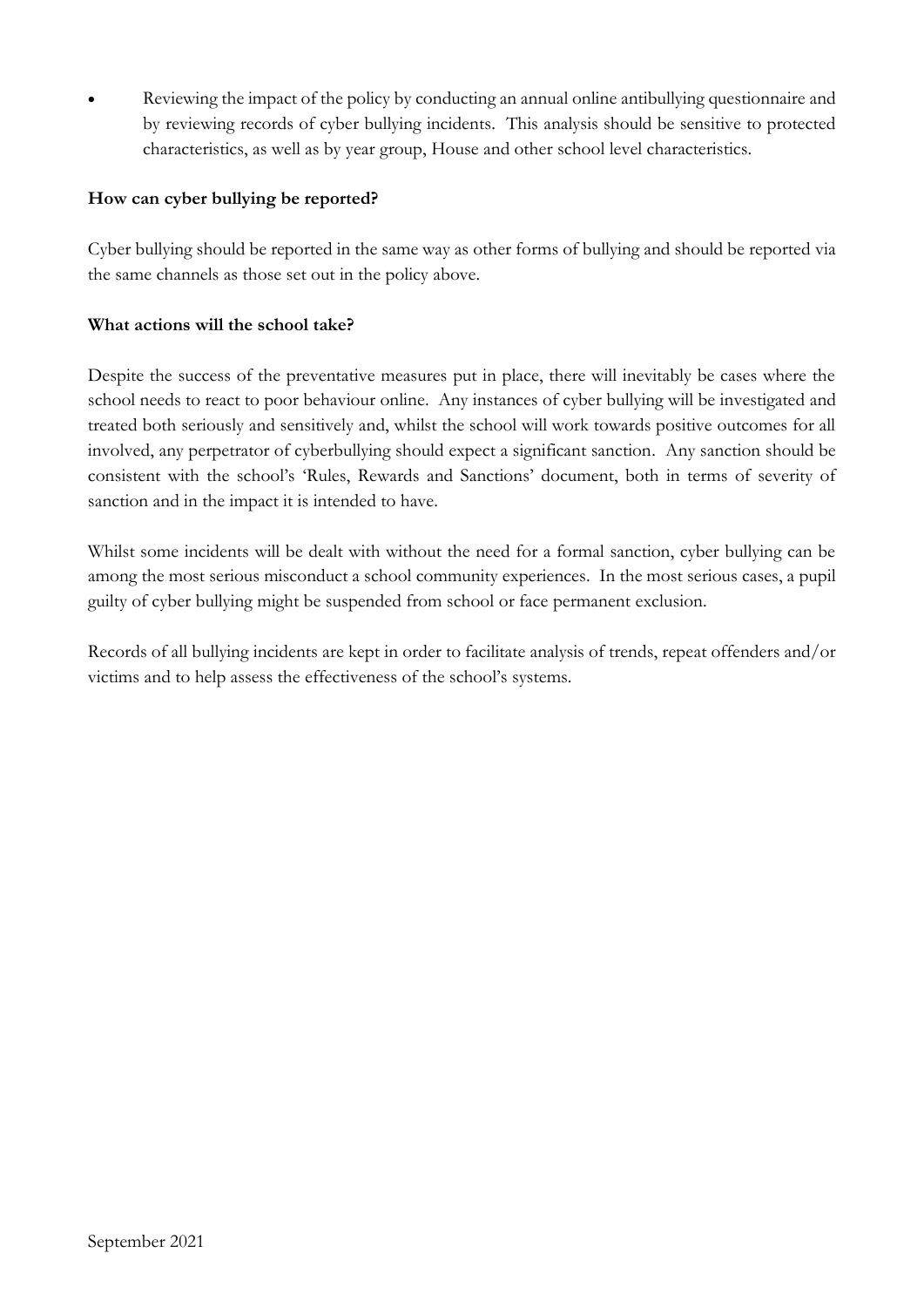- Reviewing the impact of the policy by conducting an annual online antibullying questionnaire and by reviewing records of cyber bullying incidents. This analysis should be sensitive to protected characteristics, as well as by year group, House and other school level characteristics.

**How can cyber bullying be reported?**

Cyber bullying should be reported in the same way as other forms of bullying and should be reported via the same channels as those set out in the policy above.

**What actions will the school take?**

Despite the success of the preventative measures put in place, there will inevitably be cases where the school needs to react to poor behaviour online. Any instances of cyber bullying will be investigated and treated both seriously and sensitively and, whilst the school will work towards positive outcomes for all involved, any perpetrator of cyberbullying should expect a significant sanction. Any sanction should be consistent with the school's 'Rules, Rewards and Sanctions' document, both in terms of severity of sanction and in the impact it is intended to have.

Whilst some incidents will be dealt with without the need for a formal sanction, cyber bullying can be among the most serious misconduct a school community experiences. In the most serious cases, a pupil guilty of cyber bullying might be suspended from school or face permanent exclusion.

Records of all bullying incidents are kept in order to facilitate analysis of trends, repeat offenders and/or victims and to help assess the effectiveness of the school's systems.

September 2021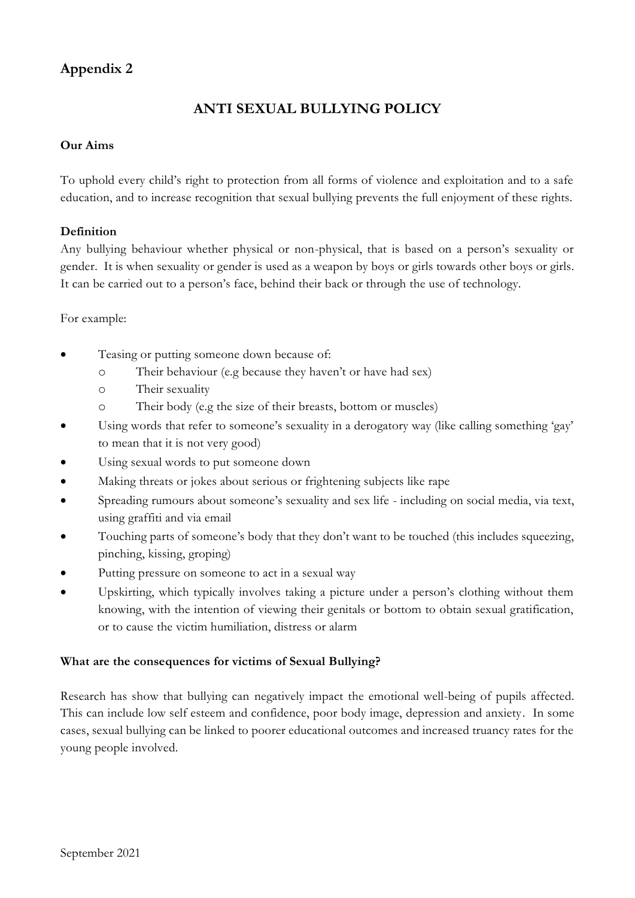## Appendix 2

# ANTI SEXUAL BULLYING POLICY

**Our Aims**

To uphold every child's right to protection from all forms of violence and exploitation and to a safe education, and to increase recognition that sexual bullying prevents the full enjoyment of these rights.

**Definition**

Any bullying behaviour whether physical or non-physical, that is based on a person's sexuality or gender. It is when sexuality or gender is used as a weapon by boys or girls towards other boys or girls. It can be carried out to a person's face, behind their back or through the use of technology.

For example:

- Teasing or putting someone down because of:
  - Their behaviour (e.g because they haven't or have had sex)
  - Their sexuality
  - Their body (e.g the size of their breasts, bottom or muscles)
- Using words that refer to someone's sexuality in a derogatory way (like calling something 'gay' to mean that it is not very good)
- Using sexual words to put someone down
- Making threats or jokes about serious or frightening subjects like rape
- Spreading rumours about someone's sexuality and sex life - including on social media, via text, using graffiti and via email
- Touching parts of someone's body that they don't want to be touched (this includes squeezing, pinching, kissing, groping)
- Putting pressure on someone to act in a sexual way
- Upskirting, which typically involves taking a picture under a person's clothing without them knowing, with the intention of viewing their genitals or bottom to obtain sexual gratification, or to cause the victim humiliation, distress or alarm

**What are the consequences for victims of Sexual Bullying?**

Research has show that bullying can negatively impact the emotional well-being of pupils affected. This can include low self esteem and confidence, poor body image, depression and anxiety. In some cases, sexual bullying can be linked to poorer educational outcomes and increased truancy rates for the young people involved.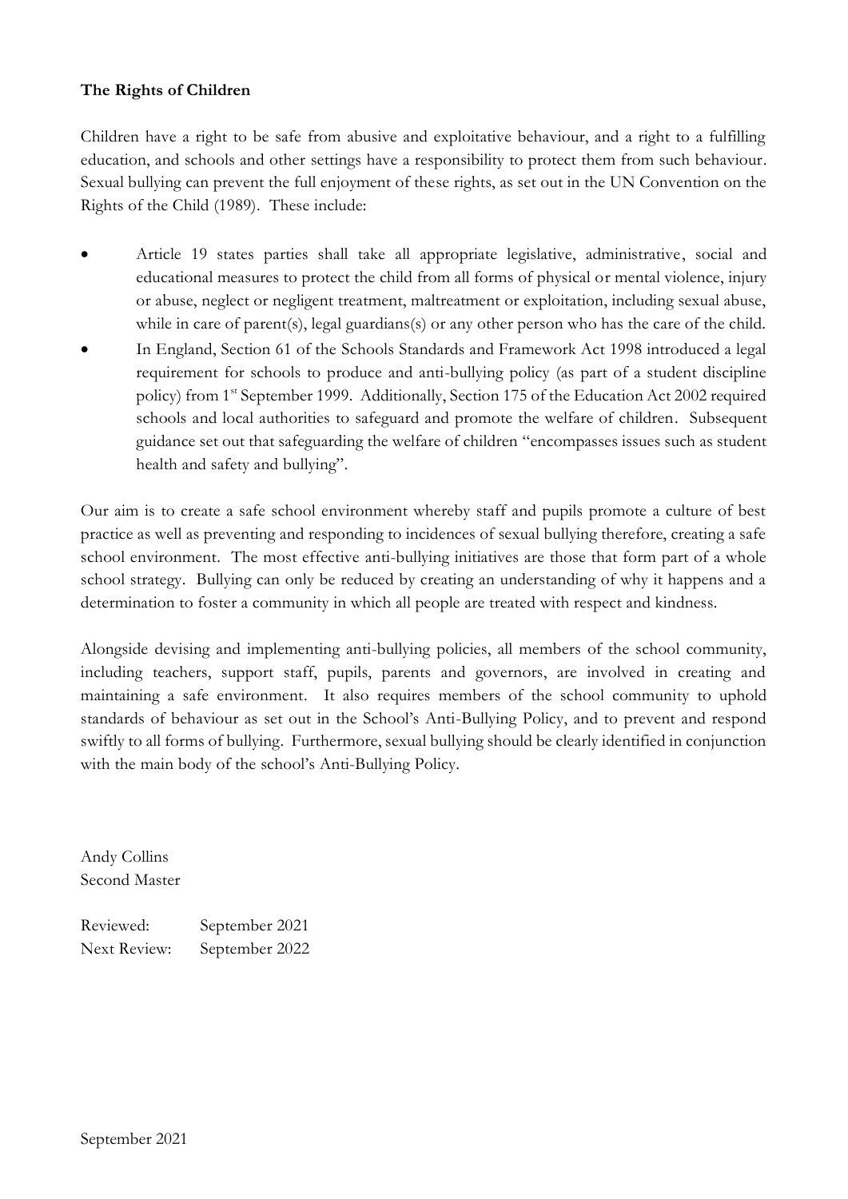**The Rights of Children**

Children have a right to be safe from abusive and exploitative behaviour, and a right to a fulfilling education, and schools and other settings have a responsibility to protect them from such behaviour. Sexual bullying can prevent the full enjoyment of these rights, as set out in the UN Convention on the Rights of the Child (1989). These include:

- Article 19 states parties shall take all appropriate legislative, administrative, social and educational measures to protect the child from all forms of physical or mental violence, injury or abuse, neglect or negligent treatment, maltreatment or exploitation, including sexual abuse, while in care of parent(s), legal guardians(s) or any other person who has the care of the child.
- In England, Section 61 of the Schools Standards and Framework Act 1998 introduced a legal requirement for schools to produce and anti-bullying policy (as part of a student discipline policy) from 1st September 1999. Additionally, Section 175 of the Education Act 2002 required schools and local authorities to safeguard and promote the welfare of children. Subsequent guidance set out that safeguarding the welfare of children "encompasses issues such as student health and safety and bullying".

Our aim is to create a safe school environment whereby staff and pupils promote a culture of best practice as well as preventing and responding to incidences of sexual bullying therefore, creating a safe school environment. The most effective anti-bullying initiatives are those that form part of a whole school strategy. Bullying can only be reduced by creating an understanding of why it happens and a determination to foster a community in which all people are treated with respect and kindness.

Alongside devising and implementing anti-bullying policies, all members of the school community, including teachers, support staff, pupils, parents and governors, are involved in creating and maintaining a safe environment. It also requires members of the school community to uphold standards of behaviour as set out in the School's Anti-Bullying Policy, and to prevent and respond swiftly to all forms of bullying. Furthermore, sexual bullying should be clearly identified in conjunction with the main body of the school's Anti-Bullying Policy.

Andy Collins
Second Master

| | |
|---|---|
| Reviewed: | September 2021 |
| Next Review: | September 2022 |